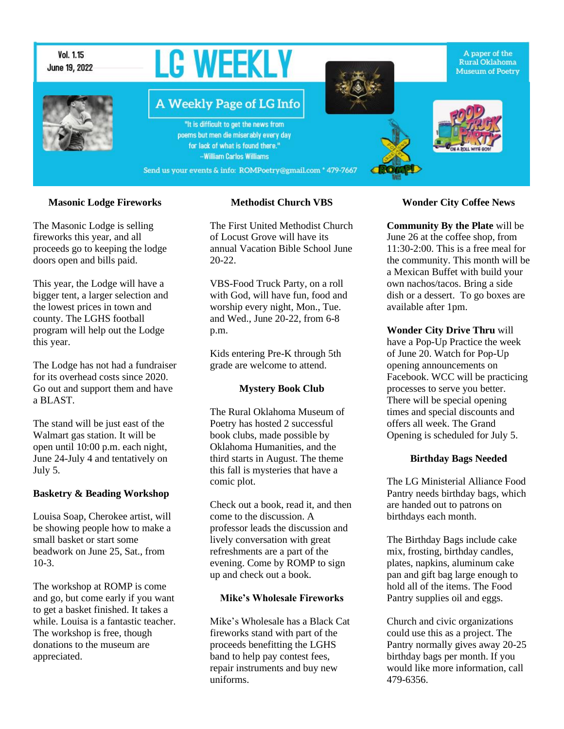Vol. 1.15
June 19, 2022

# LG WEEKLY

A paper of the Rural Oklahoma Museum of Poetry

## A Weekly Page of LG Info

"It is difficult to get the news from poems but men die miserably every day for lack of what is found there."
--William Carlos Williams

Send us your events & info: ROMPoetry@gmail.com * 479-7667

### Masonic Lodge Fireworks

The Masonic Lodge is selling fireworks this year, and all proceeds go to keeping the lodge doors open and bills paid.

This year, the Lodge will have a bigger tent, a larger selection and the lowest prices in town and county. The LGHS football program will help out the Lodge this year.

The Lodge has not had a fundraiser for its overhead costs since 2020. Go out and support them and have a BLAST.

The stand will be just east of the Walmart gas station. It will be open until 10:00 p.m. each night, June 24-July 4 and tentatively on July 5.

### Basketry & Beading Workshop

Louisa Soap, Cherokee artist, will be showing people how to make a small basket or start some beadwork on June 25, Sat., from 10-3.

The workshop at ROMP is come and go, but come early if you want to get a basket finished. It takes a while. Louisa is a fantastic teacher. The workshop is free, though donations to the museum are appreciated.

### Methodist Church VBS

The First United Methodist Church of Locust Grove will have its annual Vacation Bible School June 20-22.

VBS-Food Truck Party, on a roll with God, will have fun, food and worship every night, Mon., Tue. and Wed., June 20-22, from 6-8 p.m.

Kids entering Pre-K through 5th grade are welcome to attend.

### Mystery Book Club

The Rural Oklahoma Museum of Poetry has hosted 2 successful book clubs, made possible by Oklahoma Humanities, and the third starts in August. The theme this fall is mysteries that have a comic plot.

Check out a book, read it, and then come to the discussion. A professor leads the discussion and lively conversation with great refreshments are a part of the evening. Come by ROMP to sign up and check out a book.

### Mike's Wholesale Fireworks

Mike's Wholesale has a Black Cat fireworks stand with part of the proceeds benefitting the LGHS band to help pay contest fees, repair instruments and buy new uniforms.

### Wonder City Coffee News

**Community By the Plate** will be June 26 at the coffee shop, from 11:30-2:00. This is a free meal for the community. This month will be a Mexican Buffet with build your own nachos/tacos. Bring a side dish or a dessert. To go boxes are available after 1pm.

**Wonder City Drive Thru** will have a Pop-Up Practice the week of June 20. Watch for Pop-Up opening announcements on Facebook. WCC will be practicing processes to serve you better. There will be special opening times and special discounts and offers all week. The Grand Opening is scheduled for July 5.

### Birthday Bags Needed

The LG Ministerial Alliance Food Pantry needs birthday bags, which are handed out to patrons on birthdays each month.

The Birthday Bags include cake mix, frosting, birthday candles, plates, napkins, aluminum cake pan and gift bag large enough to hold all of the items. The Food Pantry supplies oil and eggs.

Church and civic organizations could use this as a project. The Pantry normally gives away 20-25 birthday bags per month. If you would like more information, call 479-6356.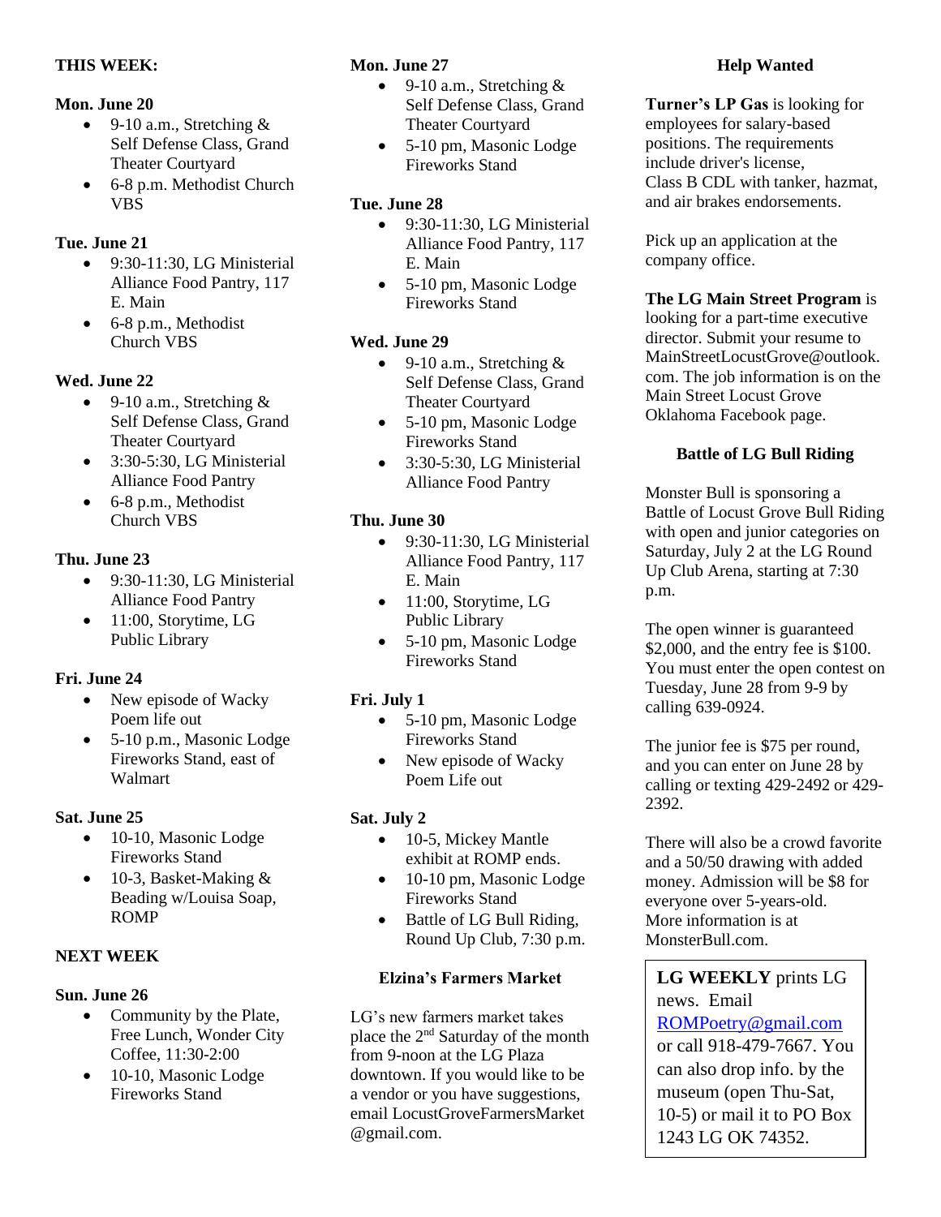**THIS WEEK:**

**Mon. June 20**

- 9-10 a.m., Stretching & Self Defense Class, Grand Theater Courtyard
- 6-8 p.m. Methodist Church VBS

**Tue. June 21**

- 9:30-11:30, LG Ministerial Alliance Food Pantry, 117 E. Main
- 6-8 p.m., Methodist Church VBS

**Wed. June 22**

- 9-10 a.m., Stretching & Self Defense Class, Grand Theater Courtyard
- 3:30-5:30, LG Ministerial Alliance Food Pantry
- 6-8 p.m., Methodist Church VBS

**Thu. June 23**

- 9:30-11:30, LG Ministerial Alliance Food Pantry
- 11:00, Storytime, LG Public Library

**Fri. June 24**

- New episode of Wacky Poem life out
- 5-10 p.m., Masonic Lodge Fireworks Stand, east of Walmart

**Sat. June 25**

- 10-10, Masonic Lodge Fireworks Stand
- 10-3, Basket-Making & Beading w/Louisa Soap, ROMP

**NEXT WEEK**

**Sun. June 26**

- Community by the Plate, Free Lunch, Wonder City Coffee, 11:30-2:00
- 10-10, Masonic Lodge Fireworks Stand

**Mon. June 27**

- 9-10 a.m., Stretching & Self Defense Class, Grand Theater Courtyard
- 5-10 pm, Masonic Lodge Fireworks Stand

**Tue. June 28**

- 9:30-11:30, LG Ministerial Alliance Food Pantry, 117 E. Main
- 5-10 pm, Masonic Lodge Fireworks Stand

**Wed. June 29**

- 9-10 a.m., Stretching & Self Defense Class, Grand Theater Courtyard
- 5-10 pm, Masonic Lodge Fireworks Stand
- 3:30-5:30, LG Ministerial Alliance Food Pantry

**Thu. June 30**

- 9:30-11:30, LG Ministerial Alliance Food Pantry, 117 E. Main
- 11:00, Storytime, LG Public Library
- 5-10 pm, Masonic Lodge Fireworks Stand

**Fri. July 1**

- 5-10 pm, Masonic Lodge Fireworks Stand
- New episode of Wacky Poem Life out

**Sat. July 2**

- 10-5, Mickey Mantle exhibit at ROMP ends.
- 10-10 pm, Masonic Lodge Fireworks Stand
- Battle of LG Bull Riding, Round Up Club, 7:30 p.m.

**Elzina's Farmers Market**

LG's new farmers market takes place the 2nd Saturday of the month from 9-noon at the LG Plaza downtown. If you would like to be a vendor or you have suggestions, email LocustGroveFarmersMarket@gmail.com.

**Help Wanted**

**Turner's LP Gas** is looking for employees for salary-based positions. The requirements include driver's license, Class B CDL with tanker, hazmat, and air brakes endorsements.

Pick up an application at the company office.

**The LG Main Street Program** is looking for a part-time executive director. Submit your resume to MainStreetLocustGrove@outlook.com. The job information is on the Main Street Locust Grove Oklahoma Facebook page.

**Battle of LG Bull Riding**

Monster Bull is sponsoring a Battle of Locust Grove Bull Riding with open and junior categories on Saturday, July 2 at the LG Round Up Club Arena, starting at 7:30 p.m.

The open winner is guaranteed $2,000, and the entry fee is $100. You must enter the open contest on Tuesday, June 28 from 9-9 by calling 639-0924.

The junior fee is $75 per round, and you can enter on June 28 by calling or texting 429-2492 or 429-2392.

There will also be a crowd favorite and a 50/50 drawing with added money. Admission will be $8 for everyone over 5-years-old. More information is at MonsterBull.com.

**LG WEEKLY** prints LG news. Email ROMPoetry@gmail.com or call 918-479-7667. You can also drop info. by the museum (open Thu-Sat, 10-5) or mail it to PO Box 1243 LG OK 74352.